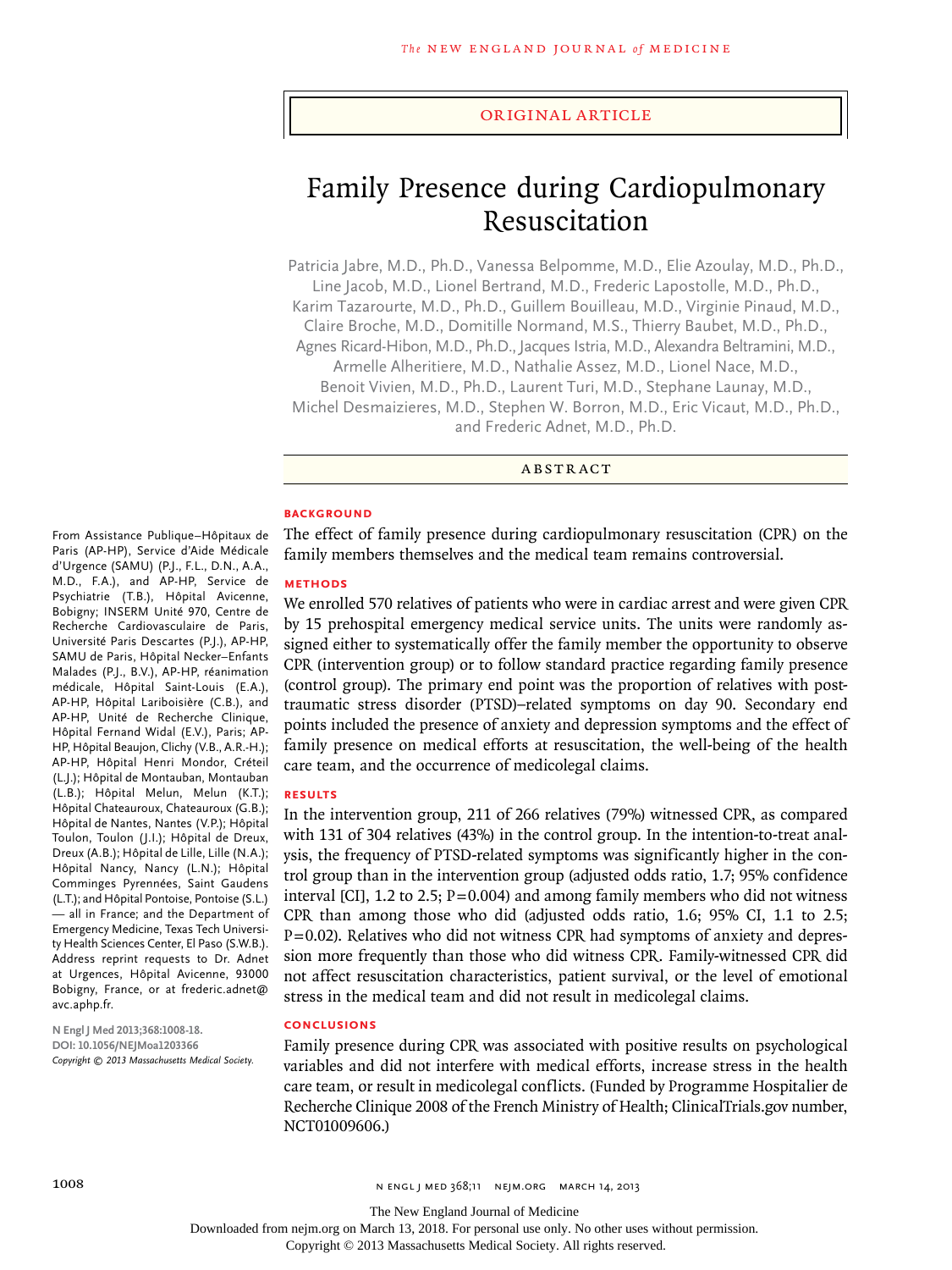ORIGINAL ARTICLE

# Family Presence during Cardiopulmonary Resuscitation

Patricia Jabre, M.D., Ph.D., Vanessa Belpomme, M.D., Elie Azoulay, M.D., Ph.D., Line Jacob, M.D., Lionel Bertrand, M.D., Frederic Lapostolle, M.D., Ph.D., Karim Tazarourte, M.D., Ph.D., Guillem Bouilleau, M.D., Virginie Pinaud, M.D., Claire Broche, M.D., Domitille Normand, M.S., Thierry Baubet, M.D., Ph.D., Agnes Ricard-Hibon, M.D., Ph.D., Jacques Istria, M.D., Alexandra Beltramini, M.D., Armelle Alheritiere, M.D., Nathalie Assez, M.D., Lionel Nace, M.D., Benoit Vivien, M.D., Ph.D., Laurent Turi, M.D., Stephane Launay, M.D., Michel Desmaizieres, M.D., Stephen W. Borron, M.D., Eric Vicaut, M.D., Ph.D., and Frederic Adnet, M.D., Ph.D.

## ABSTRACT

### BACKGROUND

The effect of family presence during cardiopulmonary resuscitation (CPR) on the family members themselves and the medical team remains controversial.

### METHODS

We enrolled 570 relatives of patients who were in cardiac arrest and were given CPR by 15 prehospital emergency medical service units. The units were randomly assigned either to systematically offer the family member the opportunity to observe CPR (intervention group) or to follow standard practice regarding family presence (control group). The primary end point was the proportion of relatives with posttraumatic stress disorder (PTSD)–related symptoms on day 90. Secondary end points included the presence of anxiety and depression symptoms and the effect of family presence on medical efforts at resuscitation, the well-being of the health care team, and the occurrence of medicolegal claims.

### RESULTS

In the intervention group, 211 of 266 relatives (79%) witnessed CPR, as compared with 131 of 304 relatives (43%) in the control group. In the intention-to-treat analysis, the frequency of PTSD-related symptoms was significantly higher in the control group than in the intervention group (adjusted odds ratio, 1.7; 95% confidence interval [CI], 1.2 to 2.5; P=0.004) and among family members who did not witness CPR than among those who did (adjusted odds ratio, 1.6; 95% CI, 1.1 to 2.5; P=0.02). Relatives who did not witness CPR had symptoms of anxiety and depression more frequently than those who did witness CPR. Family-witnessed CPR did not affect resuscitation characteristics, patient survival, or the level of emotional stress in the medical team and did not result in medicolegal claims.

### CONCLUSIONS

Family presence during CPR was associated with positive results on psychological variables and did not interfere with medical efforts, increase stress in the health care team, or result in medicolegal conflicts. (Funded by Programme Hospitalier de Recherche Clinique 2008 of the French Ministry of Health; ClinicalTrials.gov number, NCT01009606.)

From Assistance Publique–Hôpitaux de Paris (AP-HP), Service d'Aide Médicale d'Urgence (SAMU) (P.J., F.L., D.N., A.A., M.D., F.A.), and AP-HP, Service de Psychiatrie (T.B.), Hôpital Avicenne, Bobigny; INSERM Unité 970, Centre de Recherche Cardiovasculaire de Paris, Université Paris Descartes (P.J.), AP-HP, SAMU de Paris, Hôpital Necker–Enfants Malades (P.J., B.V.), AP-HP, réanimation médicale, Hôpital Saint-Louis (E.A.), AP-HP, Hôpital Lariboisière (C.B.), and AP-HP, Unité de Recherche Clinique, Hôpital Fernand Widal (E.V.), Paris; AP-HP, Hôpital Beaujon, Clichy (V.B., A.R.-H.); AP-HP, Hôpital Henri Mondor, Créteil (L.J.); Hôpital de Montauban, Montauban (L.B.); Hôpital Melun, Melun (K.T.); Hôpital Chateauroux, Chateauroux (G.B.); Hôpital de Nantes, Nantes (V.P.); Hôpital Toulon, Toulon (J.I.); Hôpital de Dreux, Dreux (A.B.); Hôpital de Lille, Lille (N.A.); Hôpital Nancy, Nancy (L.N.); Hôpital Comminges Pyrennées, Saint Gaudens (L.T.); and Hôpital Pontoise, Pontoise (S.L.) — all in France; and the Department of Emergency Medicine, Texas Tech University Health Sciences Center, El Paso (S.W.B.). Address reprint requests to Dr. Adnet at Urgences, Hôpital Avicenne, 93000 Bobigny, France, or at frederic.adnet@avc.aphp.fr.

N Engl J Med 2013;368:1008-18.
DOI: 10.1056/NEJMoa1203366
*Copyright © 2013 Massachusetts Medical Society.*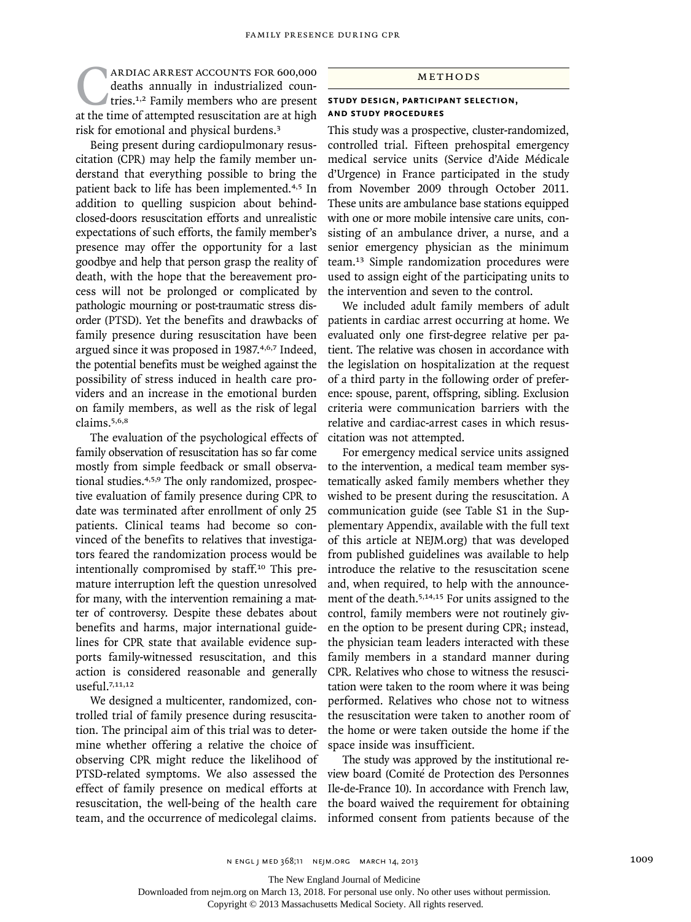Cardiac arrest accounts for 600,000 deaths annually in industrialized countries.[1,2] Family members who are present at the time of attempted resuscitation are at high risk for emotional and physical burdens.[3]

Being present during cardiopulmonary resuscitation (CPR) may help the family member understand that everything possible to bring the patient back to life has been implemented.[4,5] In addition to quelling suspicion about behind-closed-doors resuscitation efforts and unrealistic expectations of such efforts, the family member's presence may offer the opportunity for a last goodbye and help that person grasp the reality of death, with the hope that the bereavement process will not be prolonged or complicated by pathologic mourning or post-traumatic stress disorder (PTSD). Yet the benefits and drawbacks of family presence during resuscitation have been argued since it was proposed in 1987.[4,6,7] Indeed, the potential benefits must be weighed against the possibility of stress induced in health care providers and an increase in the emotional burden on family members, as well as the risk of legal claims.[5,6,8]

The evaluation of the psychological effects of family observation of resuscitation has so far come mostly from simple feedback or small observational studies.[4,5,9] The only randomized, prospective evaluation of family presence during CPR to date was terminated after enrollment of only 25 patients. Clinical teams had become so convinced of the benefits to relatives that investigators feared the randomization process would be intentionally compromised by staff.[10] This premature interruption left the question unresolved for many, with the intervention remaining a matter of controversy. Despite these debates about benefits and harms, major international guidelines for CPR state that available evidence supports family-witnessed resuscitation, and this action is considered reasonable and generally useful.[7,11,12]

We designed a multicenter, randomized, controlled trial of family presence during resuscitation. The principal aim of this trial was to determine whether offering a relative the choice of observing CPR might reduce the likelihood of PTSD-related symptoms. We also assessed the effect of family presence on medical efforts at resuscitation, the well-being of the health care team, and the occurrence of medicolegal claims.

## Methods

### Study Design, Participant Selection, and Study Procedures

This study was a prospective, cluster-randomized, controlled trial. Fifteen prehospital emergency medical service units (Service d'Aide Médicale d'Urgence) in France participated in the study from November 2009 through October 2011. These units are ambulance base stations equipped with one or more mobile intensive care units, consisting of an ambulance driver, a nurse, and a senior emergency physician as the minimum team.[13] Simple randomization procedures were used to assign eight of the participating units to the intervention and seven to the control.

We included adult family members of adult patients in cardiac arrest occurring at home. We evaluated only one first-degree relative per patient. The relative was chosen in accordance with the legislation on hospitalization at the request of a third party in the following order of preference: spouse, parent, offspring, sibling. Exclusion criteria were communication barriers with the relative and cardiac-arrest cases in which resuscitation was not attempted.

For emergency medical service units assigned to the intervention, a medical team member systematically asked family members whether they wished to be present during the resuscitation. A communication guide (see Table S1 in the Supplementary Appendix, available with the full text of this article at NEJM.org) that was developed from published guidelines was available to help introduce the relative to the resuscitation scene and, when required, to help with the announcement of the death.[5,14,15] For units assigned to the control, family members were not routinely given the option to be present during CPR; instead, the physician team leaders interacted with these family members in a standard manner during CPR. Relatives who chose to witness the resuscitation were taken to the room where it was being performed. Relatives who chose not to witness the resuscitation were taken to another room of the home or were taken outside the home if the space inside was insufficient.

The study was approved by the institutional review board (Comité de Protection des Personnes Ile-de-France 10). In accordance with French law, the board waived the requirement for obtaining informed consent from patients because of the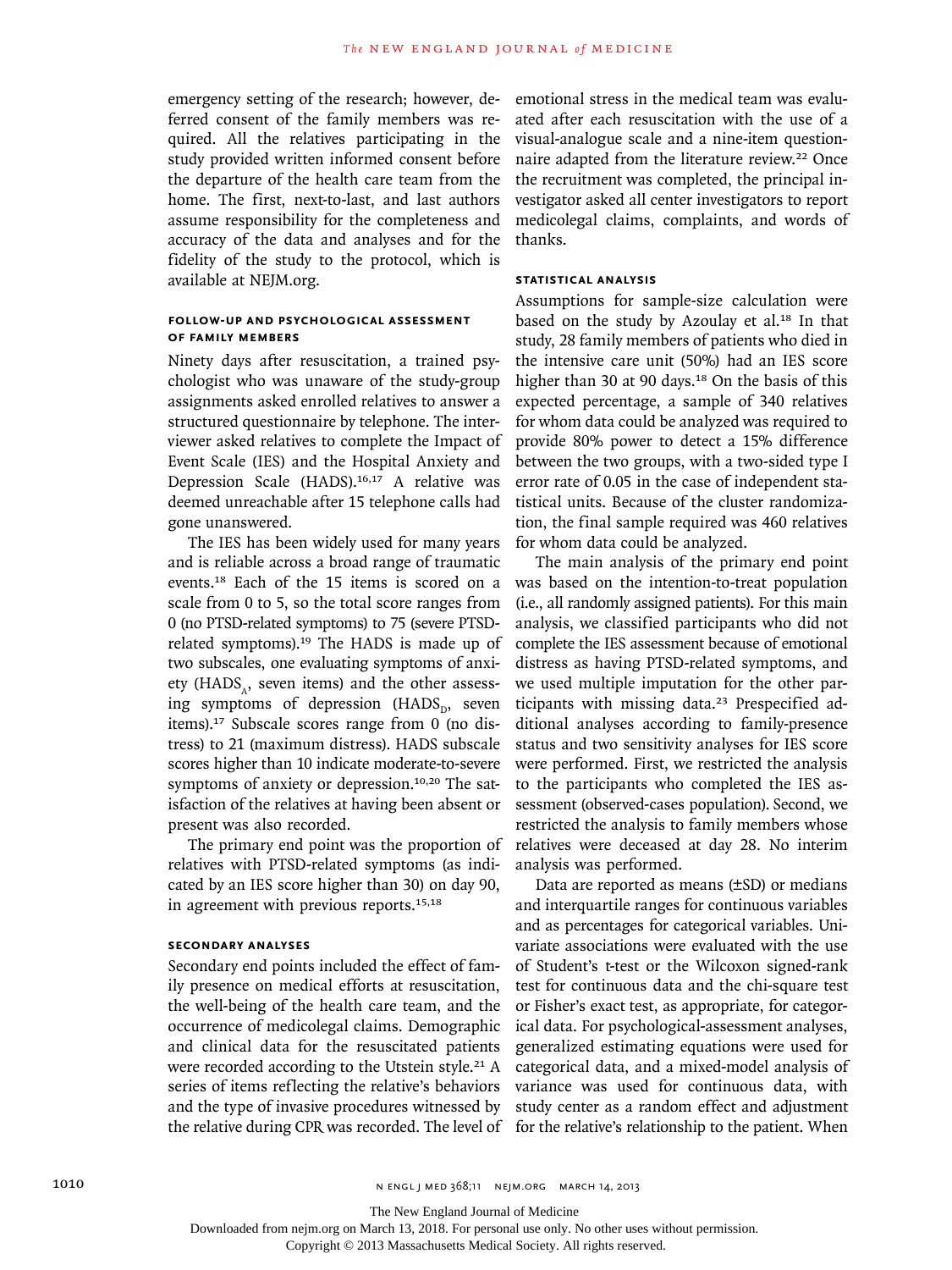emergency setting of the research; however, deferred consent of the family members was required. All the relatives participating in the study provided written informed consent before the departure of the health care team from the home. The first, next-to-last, and last authors assume responsibility for the completeness and accuracy of the data and analyses and for the fidelity of the study to the protocol, which is available at NEJM.org.

### FOLLOW-UP AND PSYCHOLOGICAL ASSESSMENT OF FAMILY MEMBERS

Ninety days after resuscitation, a trained psychologist who was unaware of the study-group assignments asked enrolled relatives to answer a structured questionnaire by telephone. The interviewer asked relatives to complete the Impact of Event Scale (IES) and the Hospital Anxiety and Depression Scale (HADS).[16,17] A relative was deemed unreachable after 15 telephone calls had gone unanswered.

The IES has been widely used for many years and is reliable across a broad range of traumatic events.[18] Each of the 15 items is scored on a scale from 0 to 5, so the total score ranges from 0 (no PTSD-related symptoms) to 75 (severe PTSD-related symptoms).[19] The HADS is made up of two subscales, one evaluating symptoms of anxiety ($HADS_A$, seven items) and the other assessing symptoms of depression ($HADS_D$, seven items).[17] Subscale scores range from 0 (no distress) to 21 (maximum distress). HADS subscale scores higher than 10 indicate moderate-to-severe symptoms of anxiety or depression.[10,20] The satisfaction of the relatives at having been absent or present was also recorded.

The primary end point was the proportion of relatives with PTSD-related symptoms (as indicated by an IES score higher than 30) on day 90, in agreement with previous reports.[15,18]

### SECONDARY ANALYSES

Secondary end points included the effect of family presence on medical efforts at resuscitation, the well-being of the health care team, and the occurrence of medicolegal claims. Demographic and clinical data for the resuscitated patients were recorded according to the Utstein style.[21] A series of items reflecting the relative's behaviors and the type of invasive procedures witnessed by the relative during CPR was recorded. The level of emotional stress in the medical team was evaluated after each resuscitation with the use of a visual-analogue scale and a nine-item questionnaire adapted from the literature review.[22] Once the recruitment was completed, the principal investigator asked all center investigators to report medicolegal claims, complaints, and words of thanks.

### STATISTICAL ANALYSIS

Assumptions for sample-size calculation were based on the study by Azoulay et al.[18] In that study, 28 family members of patients who died in the intensive care unit (50%) had an IES score higher than 30 at 90 days.[18] On the basis of this expected percentage, a sample of 340 relatives for whom data could be analyzed was required to provide 80% power to detect a 15% difference between the two groups, with a two-sided type I error rate of 0.05 in the case of independent statistical units. Because of the cluster randomization, the final sample required was 460 relatives for whom data could be analyzed.

The main analysis of the primary end point was based on the intention-to-treat population (i.e., all randomly assigned patients). For this main analysis, we classified participants who did not complete the IES assessment because of emotional distress as having PTSD-related symptoms, and we used multiple imputation for the other participants with missing data.[23] Prespecified additional analyses according to family-presence status and two sensitivity analyses for IES score were performed. First, we restricted the analysis to the participants who completed the IES assessment (observed-cases population). Second, we restricted the analysis to family members whose relatives were deceased at day 28. No interim analysis was performed.

Data are reported as means (±SD) or medians and interquartile ranges for continuous variables and as percentages for categorical variables. Univariate associations were evaluated with the use of Student's t-test or the Wilcoxon signed-rank test for continuous data and the chi-square test or Fisher's exact test, as appropriate, for categorical data. For psychological-assessment analyses, generalized estimating equations were used for categorical data, and a mixed-model analysis of variance was used for continuous data, with study center as a random effect and adjustment for the relative's relationship to the patient. When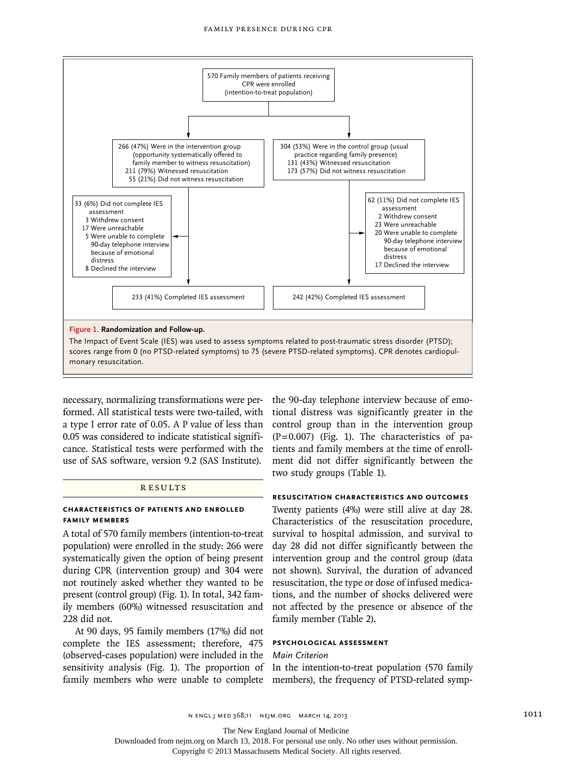570 Family members of patients receiving CPR were enrolled (intention-to-treat population)

266 (47%) Were in the intervention group (opportunity systematically offered to family member to witness resuscitation)
211 (79%) Witnessed resuscitation
55 (21%) Did not witness resuscitation

304 (53%) Were in the control group (usual practice regarding family presence)
131 (43%) Witnessed resuscitation
173 (57%) Did not witness resuscitation

33 (6%) Did not complete IES assessment
- 3 Withdrew consent
- 17 Were unreachable
- 5 Were unable to complete 90-day telephone interview because of emotional distress
- 8 Declined the interview

62 (11%) Did not complete IES assessment
- 2 Withdrew consent
- 23 Were unreachable
- 20 Were unable to complete 90-day telephone interview because of emotional distress
- 17 Declined the interview

233 (41%) Completed IES assessment

242 (42%) Completed IES assessment

**Figure 1. Randomization and Follow-up.**

The Impact of Event Scale (IES) was used to assess symptoms related to post-traumatic stress disorder (PTSD); scores range from 0 (no PTSD-related symptoms) to 75 (severe PTSD-related symptoms). CPR denotes cardiopulmonary resuscitation.

necessary, normalizing transformations were performed. All statistical tests were two-tailed, with a type I error rate of 0.05. A P value of less than 0.05 was considered to indicate statistical significance. Statistical tests were performed with the use of SAS software, version 9.2 (SAS Institute).

## RESULTS

### CHARACTERISTICS OF PATIENTS AND ENROLLED FAMILY MEMBERS

A total of 570 family members (intention-to-treat population) were enrolled in the study: 266 were systematically given the option of being present during CPR (intervention group) and 304 were not routinely asked whether they wanted to be present (control group) (Fig. 1). In total, 342 family members (60%) witnessed resuscitation and 228 did not.

At 90 days, 95 family members (17%) did not complete the IES assessment; therefore, 475 (observed-cases population) were included in the sensitivity analysis (Fig. 1). The proportion of family members who were unable to complete the 90-day telephone interview because of emotional distress was significantly greater in the control group than in the intervention group ($P=0.007$) (Fig. 1). The characteristics of patients and family members at the time of enrollment did not differ significantly between the two study groups (Table 1).

### RESUSCITATION CHARACTERISTICS AND OUTCOMES

Twenty patients (4%) were still alive at day 28. Characteristics of the resuscitation procedure, survival to hospital admission, and survival to day 28 did not differ significantly between the intervention group and the control group (data not shown). Survival, the duration of advanced resuscitation, the type or dose of infused medications, and the number of shocks delivered were not affected by the presence or absence of the family member (Table 2).

### PSYCHOLOGICAL ASSESSMENT

*Main Criterion*

In the intention-to-treat population (570 family members), the frequency of PTSD-related symp-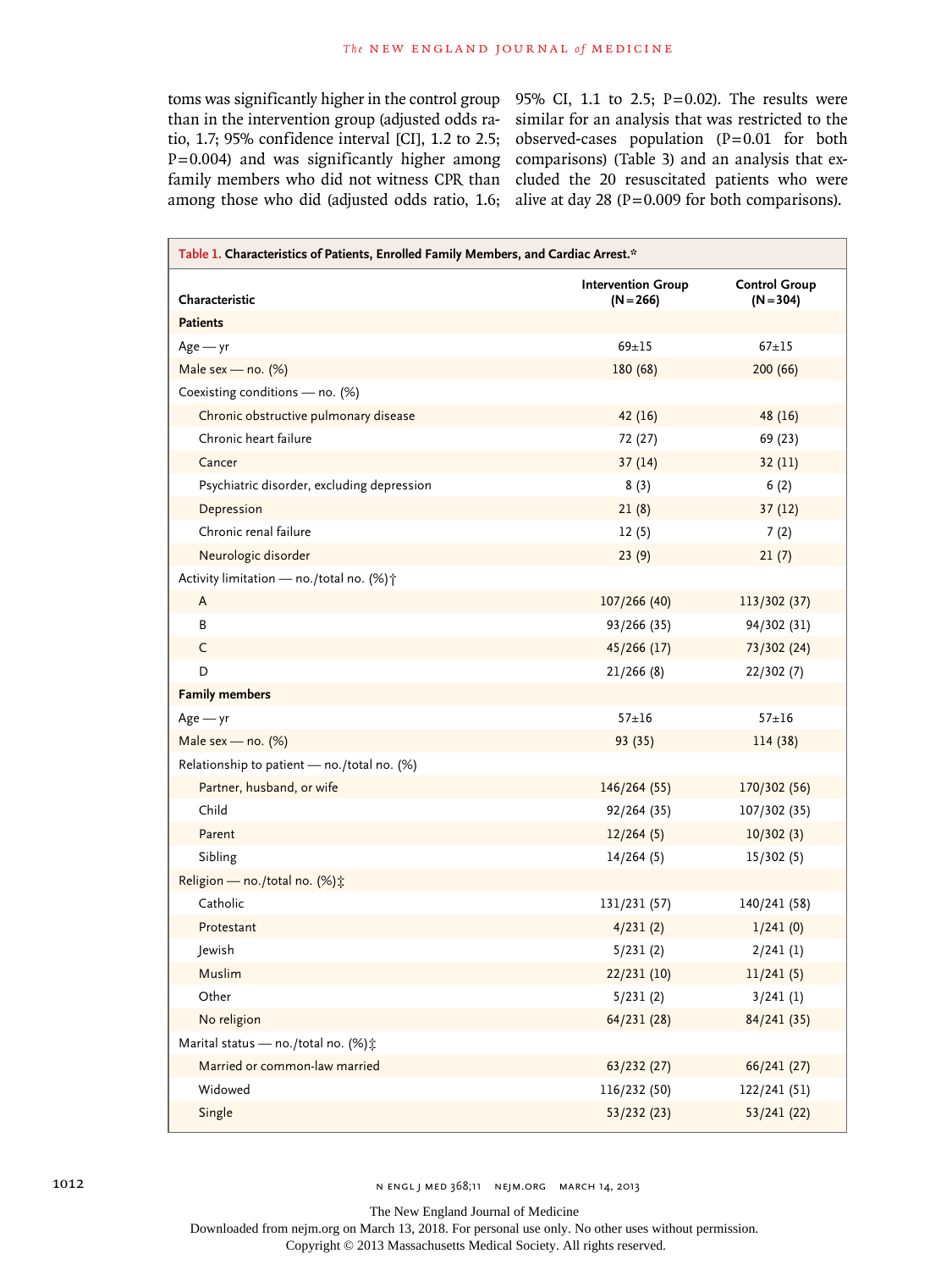toms was significantly higher in the control group than in the intervention group (adjusted odds ratio, 1.7; 95% confidence interval [CI], 1.2 to 2.5; P=0.004) and was significantly higher among family members who did not witness CPR than among those who did (adjusted odds ratio, 1.6; 95% CI, 1.1 to 2.5; P=0.02). The results were similar for an analysis that was restricted to the observed-cases population (P=0.01 for both comparisons) (Table 3) and an analysis that excluded the 20 resuscitated patients who were alive at day 28 (P=0.009 for both comparisons).

**Table 1. Characteristics of Patients, Enrolled Family Members, and Cardiac Arrest.***

| Characteristic | Intervention Group (N=266) | Control Group (N=304) |
|---|---|---|
| **Patients** | | |
| Age — yr | 69±15 | 67±15 |
| Male sex — no. (%) | 180 (68) | 200 (66) |
| Coexisting conditions — no. (%) | | |
| Chronic obstructive pulmonary disease | 42 (16) | 48 (16) |
| Chronic heart failure | 72 (27) | 69 (23) |
| Cancer | 37 (14) | 32 (11) |
| Psychiatric disorder, excluding depression | 8 (3) | 6 (2) |
| Depression | 21 (8) | 37 (12) |
| Chronic renal failure | 12 (5) | 7 (2) |
| Neurologic disorder | 23 (9) | 21 (7) |
| Activity limitation — no./total no. (%)† | | |
| A | 107/266 (40) | 113/302 (37) |
| B | 93/266 (35) | 94/302 (31) |
| C | 45/266 (17) | 73/302 (24) |
| D | 21/266 (8) | 22/302 (7) |
| **Family members** | | |
| Age — yr | 57±16 | 57±16 |
| Male sex — no. (%) | 93 (35) | 114 (38) |
| Relationship to patient — no./total no. (%) | | |
| Partner, husband, or wife | 146/264 (55) | 170/302 (56) |
| Child | 92/264 (35) | 107/302 (35) |
| Parent | 12/264 (5) | 10/302 (3) |
| Sibling | 14/264 (5) | 15/302 (5) |
| Religion — no./total no. (%)‡ | | |
| Catholic | 131/231 (57) | 140/241 (58) |
| Protestant | 4/231 (2) | 1/241 (0) |
| Jewish | 5/231 (2) | 2/241 (1) |
| Muslim | 22/231 (10) | 11/241 (5) |
| Other | 5/231 (2) | 3/241 (1) |
| No religion | 64/231 (28) | 84/241 (35) |
| Marital status — no./total no. (%)‡ | | |
| Married or common-law married | 63/232 (27) | 66/241 (27) |
| Widowed | 116/232 (50) | 122/241 (51) |
| Single | 53/232 (23) | 53/241 (22) |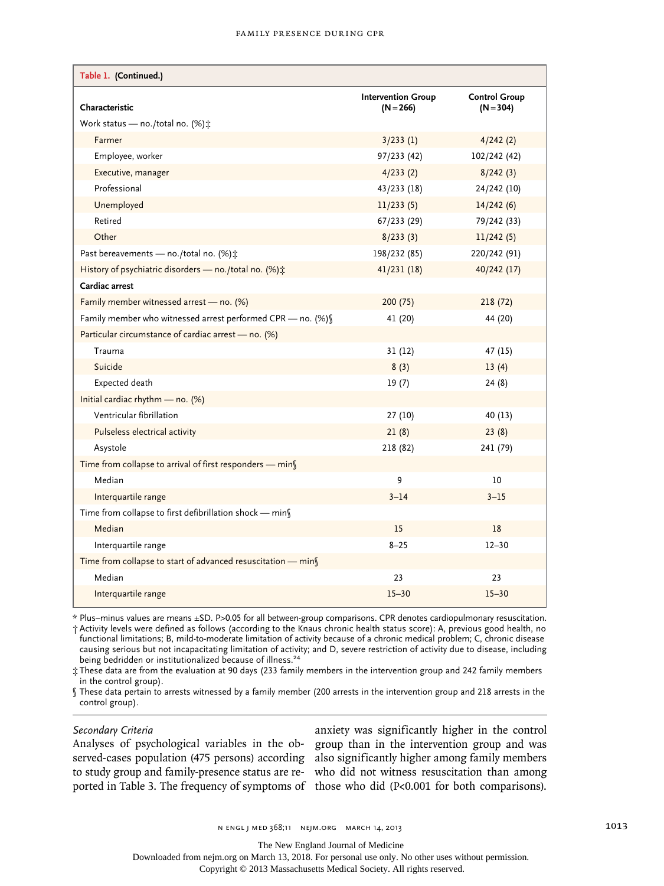**Table 1. (Continued.)**

| Characteristic | Intervention Group (N=266) | Control Group (N=304) |
|---|---|---|
| Work status — no./total no. (%)‡ | | |
| Farmer | 3/233 (1) | 4/242 (2) |
| Employee, worker | 97/233 (42) | 102/242 (42) |
| Executive, manager | 4/233 (2) | 8/242 (3) |
| Professional | 43/233 (18) | 24/242 (10) |
| Unemployed | 11/233 (5) | 14/242 (6) |
| Retired | 67/233 (29) | 79/242 (33) |
| Other | 8/233 (3) | 11/242 (5) |
| Past bereavements — no./total no. (%)‡ | 198/232 (85) | 220/242 (91) |
| History of psychiatric disorders — no./total no. (%)‡ | 41/231 (18) | 40/242 (17) |
| **Cardiac arrest** | | |
| Family member witnessed arrest — no. (%) | 200 (75) | 218 (72) |
| Family member who witnessed arrest performed CPR — no. (%)§ | 41 (20) | 44 (20) |
| Particular circumstance of cardiac arrest — no. (%) | | |
| Trauma | 31 (12) | 47 (15) |
| Suicide | 8 (3) | 13 (4) |
| Expected death | 19 (7) | 24 (8) |
| Initial cardiac rhythm — no. (%) | | |
| Ventricular fibrillation | 27 (10) | 40 (13) |
| Pulseless electrical activity | 21 (8) | 23 (8) |
| Asystole | 218 (82) | 241 (79) |
| Time from collapse to arrival of first responders — min§ | | |
| Median | 9 | 10 |
| Interquartile range | 3–14 | 3–15 |
| Time from collapse to first defibrillation shock — min§ | | |
| Median | 15 | 18 |
| Interquartile range | 8–25 | 12–30 |
| Time from collapse to start of advanced resuscitation — min§ | | |
| Median | 23 | 23 |
| Interquartile range | 15–30 | 15–30 |

\* Plus–minus values are means ±SD. P>0.05 for all between-group comparisons. CPR denotes cardiopulmonary resuscitation.

† Activity levels were defined as follows (according to the Knaus chronic health status score): A, previous good health, no functional limitations; B, mild-to-moderate limitation of activity because of a chronic medical problem; C, chronic disease causing serious but not incapacitating limitation of activity; and D, severe restriction of activity due to disease, including being bedridden or institutionalized because of illness.[24]

‡ These data are from the evaluation at 90 days (233 family members in the intervention group and 242 family members in the control group).

§ These data pertain to arrests witnessed by a family member (200 arrests in the intervention group and 218 arrests in the control group).

*Secondary Criteria*

Analyses of psychological variables in the observed-cases population (475 persons) according to study group and family-presence status are reported in Table 3. The frequency of symptoms of anxiety was significantly higher in the control group than in the intervention group and was also significantly higher among family members who did not witness resuscitation than among those who did (P<0.001 for both comparisons).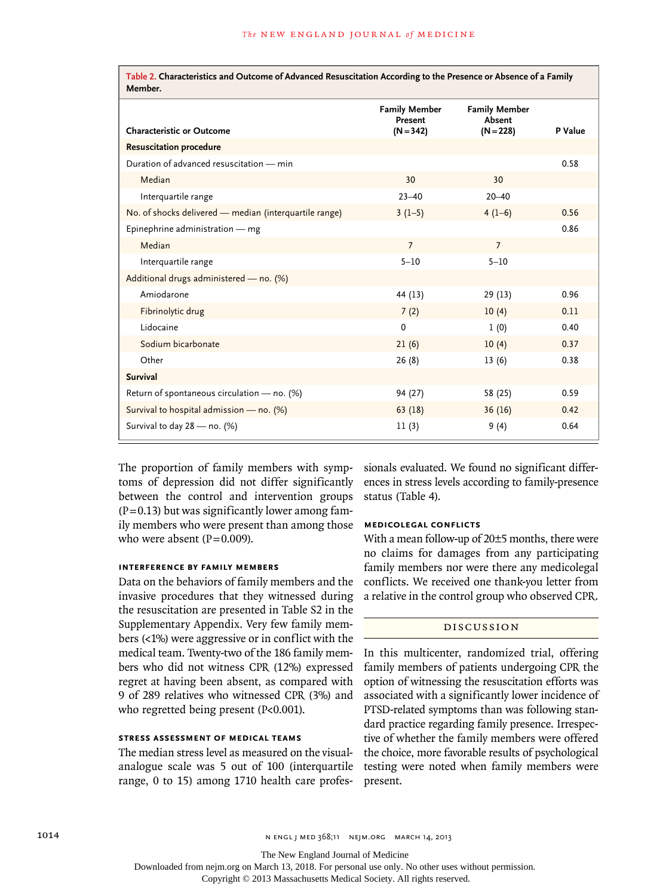**Table 2. Characteristics and Outcome of Advanced Resuscitation According to the Presence or Absence of a Family Member.**

| Characteristic or Outcome | Family Member Present (N=342) | Family Member Absent (N=228) | P Value |
|---|---|---|---|
| **Resuscitation procedure** | | | |
| Duration of advanced resuscitation — min | | | 0.58 |
| Median | 30 | 30 | |
| Interquartile range | 23–40 | 20–40 | |
| No. of shocks delivered — median (interquartile range) | 3 (1–5) | 4 (1–6) | 0.56 |
| Epinephrine administration — mg | | | 0.86 |
| Median | 7 | 7 | |
| Interquartile range | 5–10 | 5–10 | |
| Additional drugs administered — no. (%) | | | |
| Amiodarone | 44 (13) | 29 (13) | 0.96 |
| Fibrinolytic drug | 7 (2) | 10 (4) | 0.11 |
| Lidocaine | 0 | 1 (0) | 0.40 |
| Sodium bicarbonate | 21 (6) | 10 (4) | 0.37 |
| Other | 26 (8) | 13 (6) | 0.38 |
| **Survival** | | | |
| Return of spontaneous circulation — no. (%) | 94 (27) | 58 (25) | 0.59 |
| Survival to hospital admission — no. (%) | 63 (18) | 36 (16) | 0.42 |
| Survival to day 28 — no. (%) | 11 (3) | 9 (4) | 0.64 |

The proportion of family members with symptoms of depression did not differ significantly between the control and intervention groups (P=0.13) but was significantly lower among family members who were present than among those who were absent (P=0.009).

### INTERFERENCE BY FAMILY MEMBERS

Data on the behaviors of family members and the invasive procedures that they witnessed during the resuscitation are presented in Table S2 in the Supplementary Appendix. Very few family members (<1%) were aggressive or in conflict with the medical team. Twenty-two of the 186 family members who did not witness CPR (12%) expressed regret at having been absent, as compared with 9 of 289 relatives who witnessed CPR (3%) and who regretted being present (P<0.001).

### STRESS ASSESSMENT OF MEDICAL TEAMS

The median stress level as measured on the visual-analogue scale was 5 out of 100 (interquartile range, 0 to 15) among 1710 health care professionals evaluated. We found no significant differences in stress levels according to family-presence status (Table 4).

### MEDICOLEGAL CONFLICTS

With a mean follow-up of 20±5 months, there were no claims for damages from any participating family members nor were there any medicolegal conflicts. We received one thank-you letter from a relative in the control group who observed CPR.

## DISCUSSION

In this multicenter, randomized trial, offering family members of patients undergoing CPR the option of witnessing the resuscitation efforts was associated with a significantly lower incidence of PTSD-related symptoms than was following standard practice regarding family presence. Irrespective of whether the family members were offered the choice, more favorable results of psychological testing were noted when family members were present.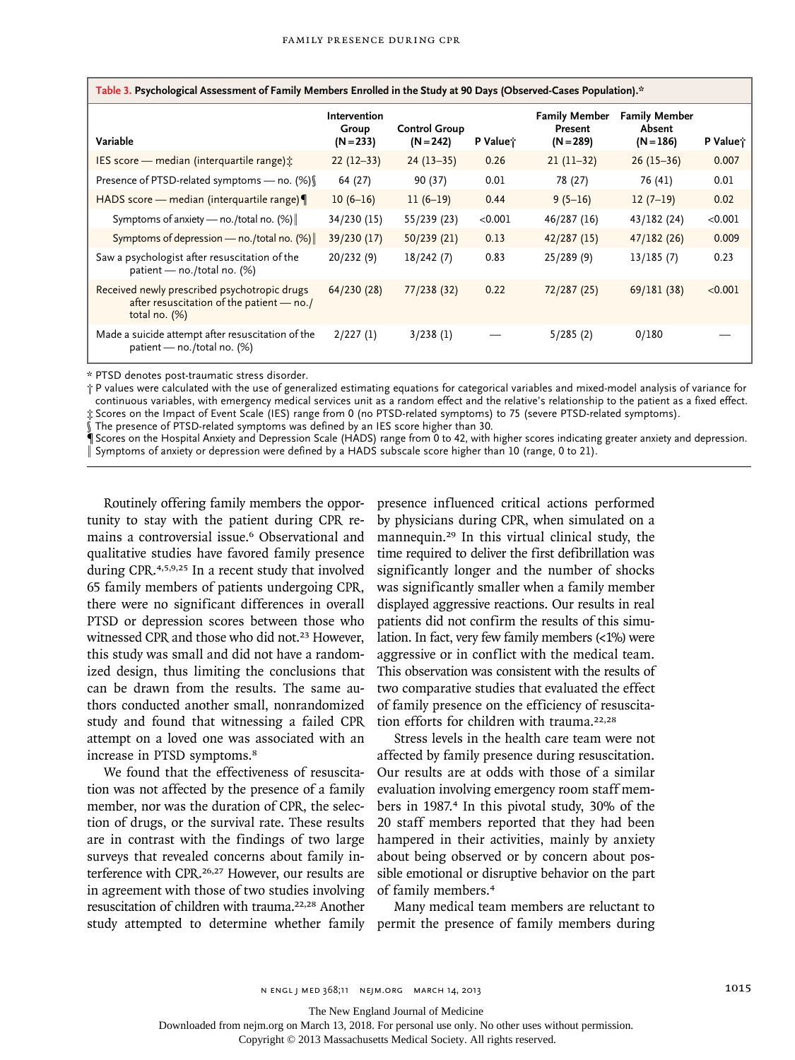**Table 3. Psychological Assessment of Family Members Enrolled in the Study at 90 Days (Observed-Cases Population).***

| Variable | Intervention Group (N=233) | Control Group (N=242) | P Value† | Family Member Present (N=289) | Family Member Absent (N=186) | P Value† |
|---|---|---|---|---|---|---|
| IES score — median (interquartile range)‡ | 22 (12–33) | 24 (13–35) | 0.26 | 21 (11–32) | 26 (15–36) | 0.007 |
| Presence of PTSD-related symptoms — no. (%)§ | 64 (27) | 90 (37) | 0.01 | 78 (27) | 76 (41) | 0.01 |
| HADS score — median (interquartile range)¶ | 10 (6–16) | 11 (6–19) | 0.44 | 9 (5–16) | 12 (7–19) | 0.02 |
| Symptoms of anxiety — no./total no. (%)‖ | 34/230 (15) | 55/239 (23) | <0.001 | 46/287 (16) | 43/182 (24) | <0.001 |
| Symptoms of depression — no./total no. (%)‖ | 39/230 (17) | 50/239 (21) | 0.13 | 42/287 (15) | 47/182 (26) | 0.009 |
| Saw a psychologist after resuscitation of the patient — no./total no. (%) | 20/232 (9) | 18/242 (7) | 0.83 | 25/289 (9) | 13/185 (7) | 0.23 |
| Received newly prescribed psychotropic drugs after resuscitation of the patient — no./total no. (%) | 64/230 (28) | 77/238 (32) | 0.22 | 72/287 (25) | 69/181 (38) | <0.001 |
| Made a suicide attempt after resuscitation of the patient — no./total no. (%) | 2/227 (1) | 3/238 (1) | — | 5/285 (2) | 0/180 | — |

\* PTSD denotes post-traumatic stress disorder.

† P values were calculated with the use of generalized estimating equations for categorical variables and mixed-model analysis of variance for continuous variables, with emergency medical services unit as a random effect and the relative's relationship to the patient as a fixed effect.

‡ Scores on the Impact of Event Scale (IES) range from 0 (no PTSD-related symptoms) to 75 (severe PTSD-related symptoms).

§ The presence of PTSD-related symptoms was defined by an IES score higher than 30.

¶ Scores on the Hospital Anxiety and Depression Scale (HADS) range from 0 to 42, with higher scores indicating greater anxiety and depression.

‖ Symptoms of anxiety or depression were defined by a HADS subscale score higher than 10 (range, 0 to 21).

Routinely offering family members the opportunity to stay with the patient during CPR remains a controversial issue.[6] Observational and qualitative studies have favored family presence during CPR.[4,5,9,25] In a recent study that involved 65 family members of patients undergoing CPR, there were no significant differences in overall PTSD or depression scores between those who witnessed CPR and those who did not.[23] However, this study was small and did not have a randomized design, thus limiting the conclusions that can be drawn from the results. The same authors conducted another small, nonrandomized study and found that witnessing a failed CPR attempt on a loved one was associated with an increase in PTSD symptoms.[8]

We found that the effectiveness of resuscitation was not affected by the presence of a family member, nor was the duration of CPR, the selection of drugs, or the survival rate. These results are in contrast with the findings of two large surveys that revealed concerns about family interference with CPR.[26,27] However, our results are in agreement with those of two studies involving resuscitation of children with trauma.[22,28] Another study attempted to determine whether family presence influenced critical actions performed by physicians during CPR, when simulated on a mannequin.[29] In this virtual clinical study, the time required to deliver the first defibrillation was significantly longer and the number of shocks was significantly smaller when a family member displayed aggressive reactions. Our results in real patients did not confirm the results of this simulation. In fact, very few family members (<1%) were aggressive or in conflict with the medical team. This observation was consistent with the results of two comparative studies that evaluated the effect of family presence on the efficiency of resuscitation efforts for children with trauma.[22,28]

Stress levels in the health care team were not affected by family presence during resuscitation. Our results are at odds with those of a similar evaluation involving emergency room staff members in 1987.[4] In this pivotal study, 30% of the 20 staff members reported that they had been hampered in their activities, mainly by anxiety about being observed or by concern about possible emotional or disruptive behavior on the part of family members.[4]

Many medical team members are reluctant to permit the presence of family members during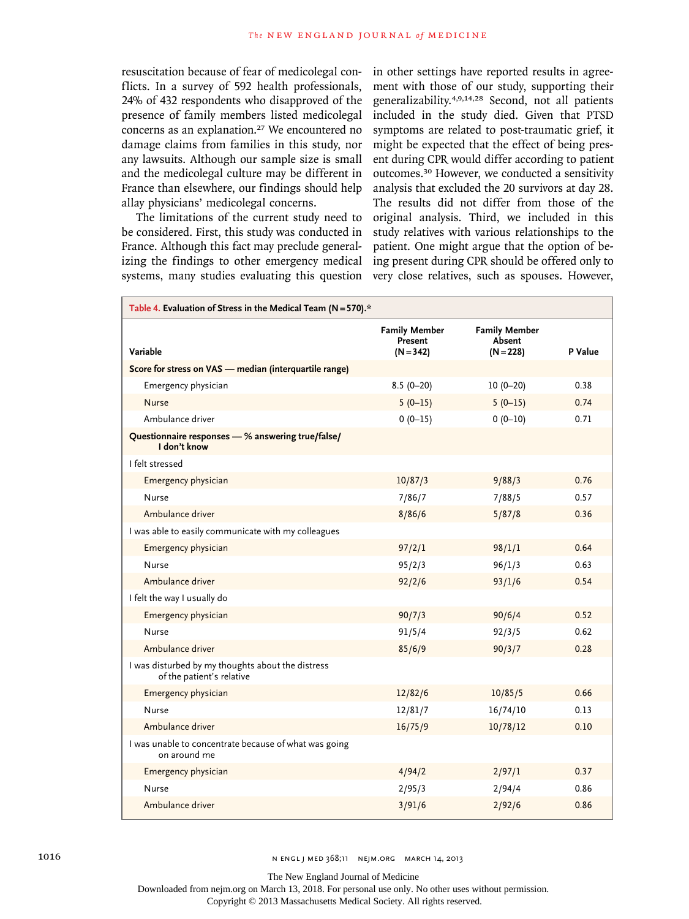resuscitation because of fear of medicolegal conflicts. In a survey of 592 health professionals, 24% of 432 respondents who disapproved of the presence of family members listed medicolegal concerns as an explanation.[27] We encountered no damage claims from families in this study, nor any lawsuits. Although our sample size is small and the medicolegal culture may be different in France than elsewhere, our findings should help allay physicians' medicolegal concerns.

The limitations of the current study need to be considered. First, this study was conducted in France. Although this fact may preclude generalizing the findings to other emergency medical systems, many studies evaluating this question in other settings have reported results in agreement with those of our study, supporting their generalizability.[4,9,14,28] Second, not all patients included in the study died. Given that PTSD symptoms are related to post-traumatic grief, it might be expected that the effect of being present during CPR would differ according to patient outcomes.[30] However, we conducted a sensitivity analysis that excluded the 20 survivors at day 28. The results did not differ from those of the original analysis. Third, we included in this study relatives with various relationships to the patient. One might argue that the option of being present during CPR should be offered only to very close relatives, such as spouses. However,

**Table 4. Evaluation of Stress in the Medical Team (N=570).***

| Variable | Family Member Present (N=342) | Family Member Absent (N=228) | P Value |
|---|---|---|---|
| **Score for stress on VAS — median (interquartile range)** | | | |
| Emergency physician | 8.5 (0–20) | 10 (0–20) | 0.38 |
| Nurse | 5 (0–15) | 5 (0–15) | 0.74 |
| Ambulance driver | 0 (0–15) | 0 (0–10) | 0.71 |
| **Questionnaire responses — % answering true/false/I don't know** | | | |
| I felt stressed | | | |
| Emergency physician | 10/87/3 | 9/88/3 | 0.76 |
| Nurse | 7/86/7 | 7/88/5 | 0.57 |
| Ambulance driver | 8/86/6 | 5/87/8 | 0.36 |
| I was able to easily communicate with my colleagues | | | |
| Emergency physician | 97/2/1 | 98/1/1 | 0.64 |
| Nurse | 95/2/3 | 96/1/3 | 0.63 |
| Ambulance driver | 92/2/6 | 93/1/6 | 0.54 |
| I felt the way I usually do | | | |
| Emergency physician | 90/7/3 | 90/6/4 | 0.52 |
| Nurse | 91/5/4 | 92/3/5 | 0.62 |
| Ambulance driver | 85/6/9 | 90/3/7 | 0.28 |
| I was disturbed by my thoughts about the distress of the patient's relative | | | |
| Emergency physician | 12/82/6 | 10/85/5 | 0.66 |
| Nurse | 12/81/7 | 16/74/10 | 0.13 |
| Ambulance driver | 16/75/9 | 10/78/12 | 0.10 |
| I was unable to concentrate because of what was going on around me | | | |
| Emergency physician | 4/94/2 | 2/97/1 | 0.37 |
| Nurse | 2/95/3 | 2/94/4 | 0.86 |
| Ambulance driver | 3/91/6 | 2/92/6 | 0.86 |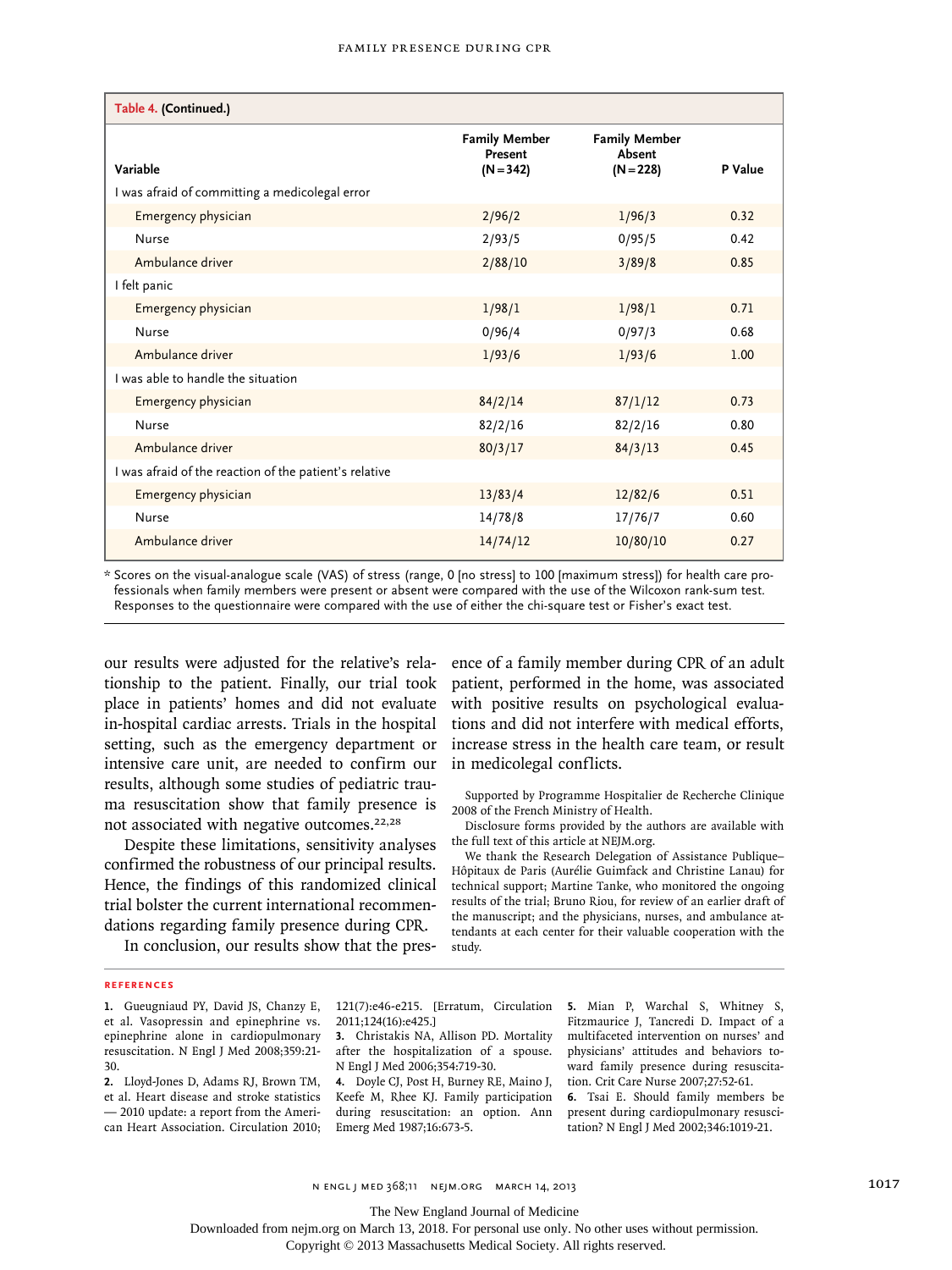**Table 4. (Continued.)**

| Variable | Family Member Present (N=342) | Family Member Absent (N=228) | P Value |
|---|---|---|---|
| I was afraid of committing a medicolegal error | | | |
| Emergency physician | 2/96/2 | 1/96/3 | 0.32 |
| Nurse | 2/93/5 | 0/95/5 | 0.42 |
| Ambulance driver | 2/88/10 | 3/89/8 | 0.85 |
| I felt panic | | | |
| Emergency physician | 1/98/1 | 1/98/1 | 0.71 |
| Nurse | 0/96/4 | 0/97/3 | 0.68 |
| Ambulance driver | 1/93/6 | 1/93/6 | 1.00 |
| I was able to handle the situation | | | |
| Emergency physician | 84/2/14 | 87/1/12 | 0.73 |
| Nurse | 82/2/16 | 82/2/16 | 0.80 |
| Ambulance driver | 80/3/17 | 84/3/13 | 0.45 |
| I was afraid of the reaction of the patient's relative | | | |
| Emergency physician | 13/83/4 | 12/82/6 | 0.51 |
| Nurse | 14/78/8 | 17/76/7 | 0.60 |
| Ambulance driver | 14/74/12 | 10/80/10 | 0.27 |

\* Scores on the visual-analogue scale (VAS) of stress (range, 0 [no stress] to 100 [maximum stress]) for health care professionals when family members were present or absent were compared with the use of the Wilcoxon rank-sum test. Responses to the questionnaire were compared with the use of either the chi-square test or Fisher's exact test.

our results were adjusted for the relative's relationship to the patient. Finally, our trial took place in patients' homes and did not evaluate in-hospital cardiac arrests. Trials in the hospital setting, such as the emergency department or intensive care unit, are needed to confirm our results, although some studies of pediatric trauma resuscitation show that family presence is not associated with negative outcomes.[22,28]

Despite these limitations, sensitivity analyses confirmed the robustness of our principal results. Hence, the findings of this randomized clinical trial bolster the current international recommendations regarding family presence during CPR.

In conclusion, our results show that the presence of a family member during CPR of an adult patient, performed in the home, was associated with positive results on psychological evaluations and did not interfere with medical efforts, increase stress in the health care team, or result in medicolegal conflicts.

Supported by Programme Hospitalier de Recherche Clinique 2008 of the French Ministry of Health.

Disclosure forms provided by the authors are available with the full text of this article at NEJM.org.

We thank the Research Delegation of Assistance Publique–Hôpitaux de Paris (Aurélie Guimfack and Christine Lanau) for technical support; Martine Tanke, who monitored the ongoing results of the trial; Bruno Riou, for review of an earlier draft of the manuscript; and the physicians, nurses, and ambulance attendants at each center for their valuable cooperation with the study.

## References

1. Gueugniaud PY, David JS, Chanzy E, et al. Vasopressin and epinephrine vs. epinephrine alone in cardiopulmonary resuscitation. N Engl J Med 2008;359:21-30.
2. Lloyd-Jones D, Adams RJ, Brown TM, et al. Heart disease and stroke statistics — 2010 update: a report from the American Heart Association. Circulation 2010; 121(7):e46-e215. [Erratum, Circulation 2011;124(16):e425.]
3. Christakis NA, Allison PD. Mortality after the hospitalization of a spouse. N Engl J Med 2006;354:719-30.
4. Doyle CJ, Post H, Burney RE, Maino J, Keefe M, Rhee KJ. Family participation during resuscitation: an option. Ann Emerg Med 1987;16:673-5.
5. Mian P, Warchal S, Whitney S, Fitzmaurice J, Tancredi D. Impact of a multifaceted intervention on nurses' and physicians' attitudes and behaviors toward family presence during resuscitation. Crit Care Nurse 2007;27:52-61.
6. Tsai E. Should family members be present during cardiopulmonary resuscitation? N Engl J Med 2002;346:1019-21.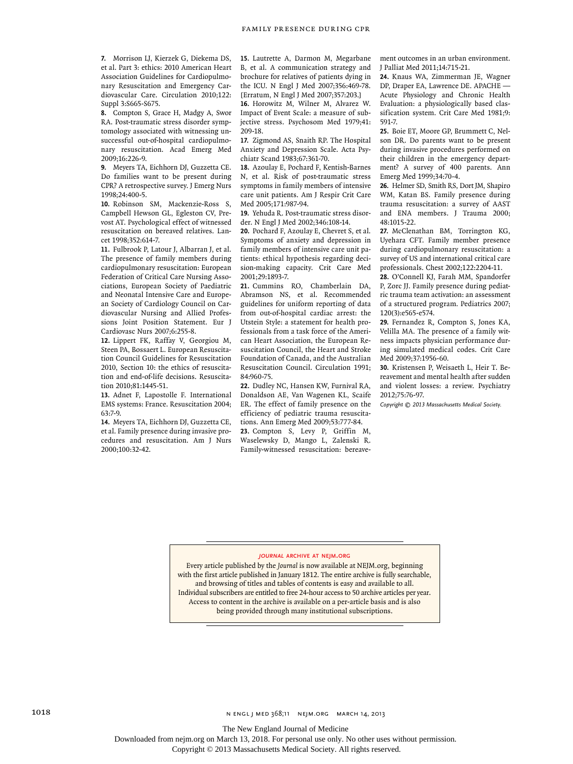7. Morrison LJ, Kierzek G, Diekema DS, et al. Part 3: ethics: 2010 American Heart Association Guidelines for Cardiopulmonary Resuscitation and Emergency Cardiovascular Care. Circulation 2010;122: Suppl 3:S665-S675.

8. Compton S, Grace H, Madgy A, Swor RA. Post-traumatic stress disorder symptomatology associated with witnessing unsuccessful out-of-hospital cardiopulmonary resuscitation. Acad Emerg Med 2009;16:226-9.

9. Meyers TA, Eichhorn DJ, Guzzetta CE. Do families want to be present during CPR? A retrospective survey. J Emerg Nurs 1998;24:400-5.

10. Robinson SM, Mackenzie-Ross S, Campbell Hewson GL, Egleston CV, Prevost AT. Psychological effect of witnessed resuscitation on bereaved relatives. Lancet 1998;352:614-7.

11. Fulbrook P, Latour J, Albarran J, et al. The presence of family members during cardiopulmonary resuscitation: European Federation of Critical Care Nursing Associations, European Society of Paediatric and Neonatal Intensive Care and European Society of Cardiology Council on Cardiovascular Nursing and Allied Professions Joint Position Statement. Eur J Cardiovasc Nurs 2007;6:255-8.

12. Lippert FK, Raffay V, Georgiou M, Steen PA, Bossaert L. European Resuscitation Council Guidelines for Resuscitation 2010, Section 10: the ethics of resuscitation and end-of-life decisions. Resuscitation 2010;81:1445-51.

13. Adnet F, Lapostolle F. International EMS systems: France. Resuscitation 2004; 63:7-9.

14. Meyers TA, Eichhorn DJ, Guzzetta CE, et al. Family presence during invasive procedures and resuscitation. Am J Nurs 2000;100:32-42.

15. Lautrette A, Darmon M, Megarbane B, et al. A communication strategy and brochure for relatives of patients dying in the ICU. N Engl J Med 2007;356:469-78. [Erratum, N Engl J Med 2007;357:203.]

16. Horowitz M, Wilner M, Alvarez W. Impact of Event Scale: a measure of subjective stress. Psychosom Med 1979;41: 209-18.

17. Zigmond AS, Snaith RP. The Hospital Anxiety and Depression Scale. Acta Psychiatr Scand 1983;67:361-70.

18. Azoulay E, Pochard F, Kentish-Barnes N, et al. Risk of post-traumatic stress symptoms in family members of intensive care unit patients. Am J Respir Crit Care Med 2005;171:987-94.

19. Yehuda R. Post-traumatic stress disorder. N Engl J Med 2002;346:108-14.

20. Pochard F, Azoulay E, Chevret S, et al. Symptoms of anxiety and depression in family members of intensive care unit patients: ethical hypothesis regarding decision-making capacity. Crit Care Med 2001;29:1893-7.

21. Cummins RO, Chamberlain DA, Abramson NS, et al. Recommended guidelines for uniform reporting of data from out-of-hospital cardiac arrest: the Utstein Style: a statement for health professionals from a task force of the American Heart Association, the European Resuscitation Council, the Heart and Stroke Foundation of Canada, and the Australian Resuscitation Council. Circulation 1991; 84:960-75.

22. Dudley NC, Hansen KW, Furnival RA, Donaldson AE, Van Wagenen KL, Scaife ER. The effect of family presence on the efficiency of pediatric trauma resuscitations. Ann Emerg Med 2009;53:777-84.

23. Compton S, Levy P, Griffin M, Waselewsky D, Mango L, Zalenski R. Family-witnessed resuscitation: bereavement outcomes in an urban environment. J Palliat Med 2011;14:715-21.

24. Knaus WA, Zimmerman JE, Wagner DP, Draper EA, Lawrence DE. APACHE — Acute Physiology and Chronic Health Evaluation: a physiologically based classification system. Crit Care Med 1981;9: 591-7.

25. Boie ET, Moore GP, Brummett C, Nelson DR. Do parents want to be present during invasive procedures performed on their children in the emergency department? A survey of 400 parents. Ann Emerg Med 1999;34:70-4.

26. Helmer SD, Smith RS, Dort JM, Shapiro WM, Katan BS. Family presence during trauma resuscitation: a survey of AAST and ENA members. J Trauma 2000; 48:1015-22.

27. McClenathan BM, Torrington KG, Uyehara CFT. Family member presence during cardiopulmonary resuscitation: a survey of US and international critical care professionals. Chest 2002;122:2204-11.

28. O'Connell KJ, Farah MM, Spandorfer P, Zorc JJ. Family presence during pediatric trauma team activation: an assessment of a structured program. Pediatrics 2007; 120(3):e565-e574.

29. Fernandez R, Compton S, Jones KA, Velilla MA. The presence of a family witness impacts physician performance during simulated medical codes. Crit Care Med 2009;37:1956-60.

30. Kristensen P, Weisaeth L, Heir T. Bereavement and mental health after sudden and violent losses: a review. Psychiatry 2012;75:76-97.

*Copyright © 2013 Massachusetts Medical Society.*

**JOURNAL ARCHIVE AT NEJM.ORG**

Every article published by the *Journal* is now available at NEJM.org, beginning with the first article published in January 1812. The entire archive is fully searchable, and browsing of titles and tables of contents is easy and available to all. Individual subscribers are entitled to free 24-hour access to 50 archive articles per year. Access to content in the archive is available on a per-article basis and is also being provided through many institutional subscriptions.